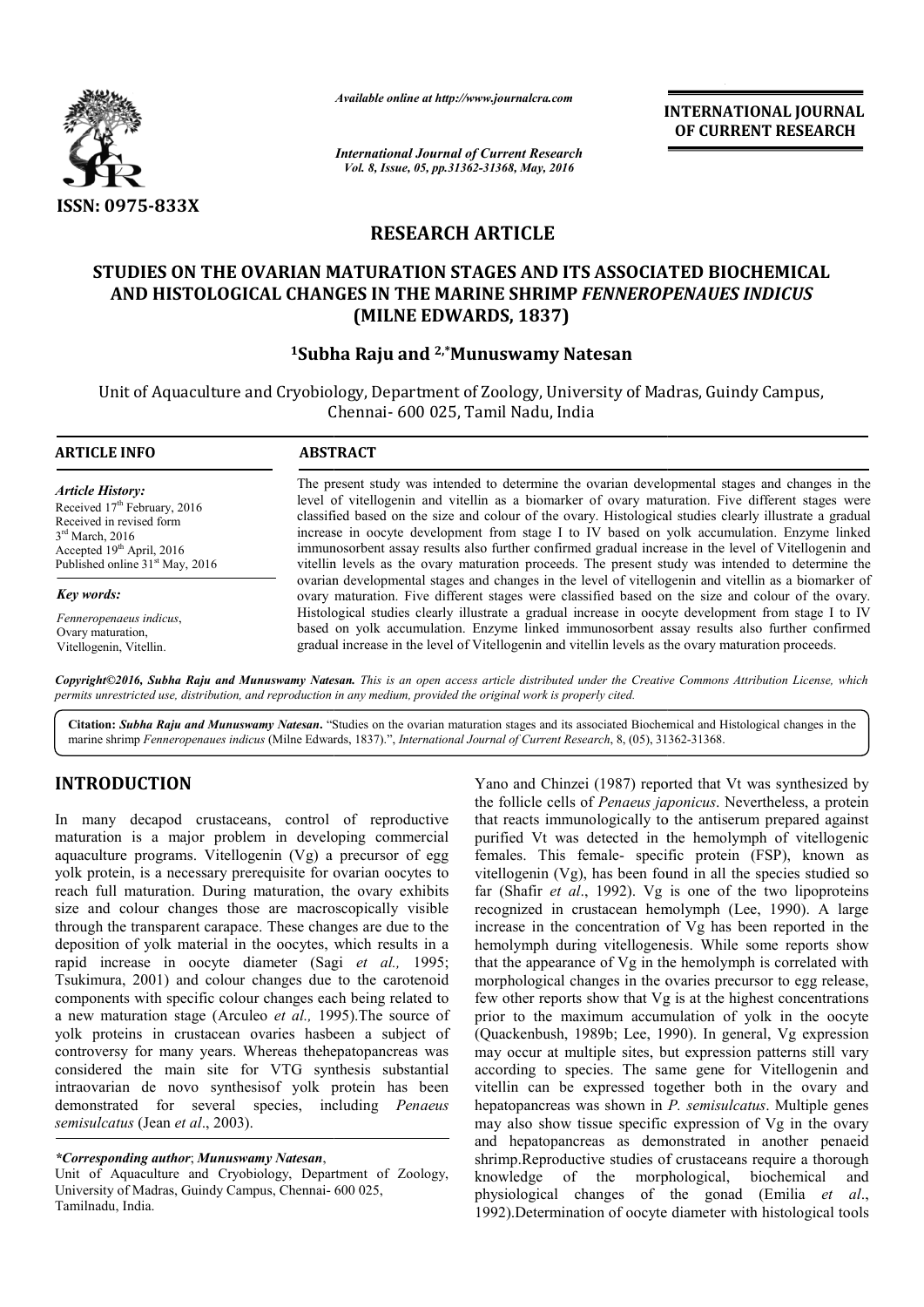*Available online at http://www.journalcra.com*

*International Journal of Current Research*
*Vol. 8, Issue, 05, pp.31362-31368, May, 2016*

**INTERNATIONAL JOURNAL OF CURRENT RESEARCH**

ISSN: 0975-833X

## RESEARCH ARTICLE

# STUDIES ON THE OVARIAN MATURATION STAGES AND ITS ASSOCIATED BIOCHEMICAL AND HISTOLOGICAL CHANGES IN THE MARINE SHRIMP *FENNEROPENAUES INDICUS* (MILNE EDWARDS, 1837)

**[1]Subha Raju and [2,*]Munuswamy Natesan**

Unit of Aquaculture and Cryobiology, Department of Zoology, University of Madras, Guindy Campus, Chennai- 600 025, Tamil Nadu, India

### ARTICLE INFO

*Article History:*
Received 17th February, 2016
Received in revised form
3rd March, 2016
Accepted 19th April, 2016
Published online 31st May, 2016

*Key words:*
*Fenneropenaeus indicus*,
Ovary maturation,
Vitellogenin, Vitellin.

### ABSTRACT

The present study was intended to determine the ovarian developmental stages and changes in the level of vitellogenin and vitellin as a biomarker of ovary maturation. Five different stages were classified based on the size and colour of the ovary. Histological studies clearly illustrate a gradual increase in oocyte development from stage I to IV based on yolk accumulation. Enzyme linked immunosorbent assay results also further confirmed gradual increase in the level of Vitellogenin and vitellin levels as the ovary maturation proceeds. The present study was intended to determine the ovarian developmental stages and changes in the level of vitellogenin and vitellin as a biomarker of ovary maturation. Five different stages were classified based on the size and colour of the ovary. Histological studies clearly illustrate a gradual increase in oocyte development from stage I to IV based on yolk accumulation. Enzyme linked immunosorbent assay results also further confirmed gradual increase in the level of Vitellogenin and vitellin levels as the ovary maturation proceeds.

*Copyright©2016, Subha Raju and Munuswamy Natesan. This is an open access article distributed under the Creative Commons Attribution License, which permits unrestricted use, distribution, and reproduction in any medium, provided the original work is properly cited.*

**Citation:** *Subha Raju and Munuswamy Natesan*. "Studies on the ovarian maturation stages and its associated Biochemical and Histological changes in the marine shrimp *Fenneropenaues indicus* (Milne Edwards, 1837).", *International Journal of Current Research*, 8, (05), 31362-31368.

## INTRODUCTION

In many decapod crustaceans, control of reproductive maturation is a major problem in developing commercial aquaculture programs. Vitellogenin (Vg) a precursor of egg yolk protein, is a necessary prerequisite for ovarian oocytes to reach full maturation. During maturation, the ovary exhibits size and colour changes those are macroscopically visible through the transparent carapace. These changes are due to the deposition of yolk material in the oocytes, which results in a rapid increase in oocyte diameter (Sagi *et al.,* 1995; Tsukimura, 2001) and colour changes due to the carotenoid components with specific colour changes each being related to a new maturation stage (Arculeo *et al.,* 1995).The source of yolk proteins in crustacean ovaries hasbeen a subject of controversy for many years. Whereas thehepatopancreas was considered the main site for VTG synthesis substantial intraovarian de novo synthesisof yolk protein has been demonstrated for several species, including *Penaeus semisulcatus* (Jean *et al*., 2003).

Yano and Chinzei (1987) reported that Vt was synthesized by the follicle cells of *Penaeus japonicus*. Nevertheless, a protein that reacts immunologically to the antiserum prepared against purified Vt was detected in the hemolymph of vitellogenic females. This female- specific protein (FSP), known as vitellogenin (Vg), has been found in all the species studied so far (Shafir *et al*., 1992). Vg is one of the two lipoproteins recognized in crustacean hemolymph (Lee, 1990). A large increase in the concentration of Vg has been reported in the hemolymph during vitellogenesis. While some reports show that the appearance of Vg in the hemolymph is correlated with morphological changes in the ovaries precursor to egg release, few other reports show that Vg is at the highest concentrations prior to the maximum accumulation of yolk in the oocyte (Quackenbush, 1989b; Lee, 1990). In general, Vg expression may occur at multiple sites, but expression patterns still vary according to species. The same gene for Vitellogenin and vitellin can be expressed together both in the ovary and hepatopancreas was shown in *P. semisulcatus*. Multiple genes may also show tissue specific expression of Vg in the ovary and hepatopancreas as demonstrated in another penaeid shrimp.Reproductive studies of crustaceans require a thorough knowledge of the morphological, biochemical and physiological changes of the gonad (Emilia *et al*., 1992).Determination of oocyte diameter with histological tools

*\*Corresponding author*; *Munuswamy Natesan*,
Unit of Aquaculture and Cryobiology, Department of Zoology, University of Madras, Guindy Campus, Chennai- 600 025, Tamilnadu, India.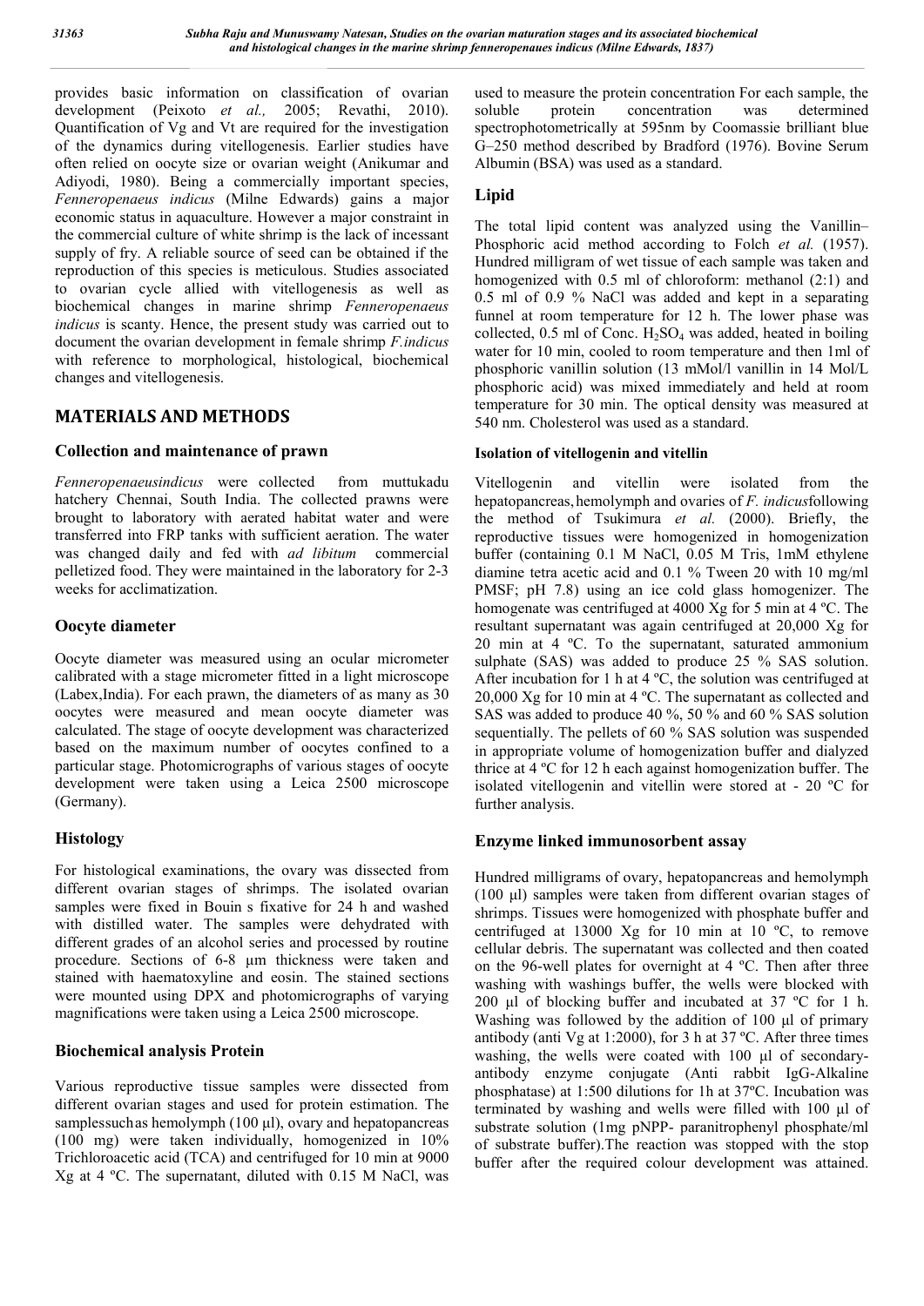provides basic information on classification of ovarian development (Peixoto *et al.,* 2005; Revathi, 2010). Quantification of Vg and Vt are required for the investigation of the dynamics during vitellogenesis. Earlier studies have often relied on oocyte size or ovarian weight (Anikumar and Adiyodi, 1980). Being a commercially important species, *Fenneropenaeus indicus* (Milne Edwards) gains a major economic status in aquaculture. However a major constraint in the commercial culture of white shrimp is the lack of incessant supply of fry. A reliable source of seed can be obtained if the reproduction of this species is meticulous. Studies associated to ovarian cycle allied with vitellogenesis as well as biochemical changes in marine shrimp *Fenneropenaeus indicus* is scanty. Hence, the present study was carried out to document the ovarian development in female shrimp *F.indicus* with reference to morphological, histological, biochemical changes and vitellogenesis.

## MATERIALS AND METHODS

### Collection and maintenance of prawn

*Fenneropenaeusindicus* were collected from muttukadu hatchery Chennai, South India. The collected prawns were brought to laboratory with aerated habitat water and were transferred into FRP tanks with sufficient aeration. The water was changed daily and fed with *ad libitum* commercial pelletized food. They were maintained in the laboratory for 2-3 weeks for acclimatization.

### Oocyte diameter

Oocyte diameter was measured using an ocular micrometer calibrated with a stage micrometer fitted in a light microscope (Labex,India). For each prawn, the diameters of as many as 30 oocytes were measured and mean oocyte diameter was calculated. The stage of oocyte development was characterized based on the maximum number of oocytes confined to a particular stage. Photomicrographs of various stages of oocyte development were taken using a Leica 2500 microscope (Germany).

### Histology

For histological examinations, the ovary was dissected from different ovarian stages of shrimps. The isolated ovarian samples were fixed in Bouin s fixative for 24 h and washed with distilled water. The samples were dehydrated with different grades of an alcohol series and processed by routine procedure. Sections of 6-8 µm thickness were taken and stained with haematoxyline and eosin. The stained sections were mounted using DPX and photomicrographs of varying magnifications were taken using a Leica 2500 microscope.

### Biochemical analysis Protein

Various reproductive tissue samples were dissected from different ovarian stages and used for protein estimation. The samplessuchas hemolymph (100 µl), ovary and hepatopancreas (100 mg) were taken individually, homogenized in 10% Trichloroacetic acid (TCA) and centrifuged for 10 min at 9000 Xg at 4 ºC. The supernatant, diluted with 0.15 M NaCl, was used to measure the protein concentration For each sample, the soluble protein concentration was determined spectrophotometrically at 595nm by Coomassie brilliant blue G–250 method described by Bradford (1976). Bovine Serum Albumin (BSA) was used as a standard.

### Lipid

The total lipid content was analyzed using the Vanillin–Phosphoric acid method according to Folch *et al.* (1957). Hundred milligram of wet tissue of each sample was taken and homogenized with 0.5 ml of chloroform: methanol (2:1) and 0.5 ml of 0.9 % NaCl was added and kept in a separating funnel at room temperature for 12 h. The lower phase was collected, 0.5 ml of Conc. $H_2SO_4$ was added, heated in boiling water for 10 min, cooled to room temperature and then 1ml of phosphoric vanillin solution (13 mMol/l vanillin in 14 Mol/L phosphoric acid) was mixed immediately and held at room temperature for 30 min. The optical density was measured at 540 nm. Cholesterol was used as a standard.

#### Isolation of vitellogenin and vitellin

Vitellogenin and vitellin were isolated from the hepatopancreas, hemolymph and ovaries of *F. indicus*following the method of Tsukimura *et al.* (2000). Briefly, the reproductive tissues were homogenized in homogenization buffer (containing 0.1 M NaCl, 0.05 M Tris, 1mM ethylene diamine tetra acetic acid and 0.1 % Tween 20 with 10 mg/ml PMSF; pH 7.8) using an ice cold glass homogenizer. The homogenate was centrifuged at 4000 Xg for 5 min at 4 ºC. The resultant supernatant was again centrifuged at 20,000 Xg for 20 min at 4 ºC. To the supernatant, saturated ammonium sulphate (SAS) was added to produce 25 % SAS solution. After incubation for 1 h at 4 ºC, the solution was centrifuged at 20,000 Xg for 10 min at 4 ºC. The supernatant as collected and SAS was added to produce 40 %, 50 % and 60 % SAS solution sequentially. The pellets of 60 % SAS solution was suspended in appropriate volume of homogenization buffer and dialyzed thrice at 4 ºC for 12 h each against homogenization buffer. The isolated vitellogenin and vitellin were stored at - 20 ºC for further analysis.

### Enzyme linked immunosorbent assay

Hundred milligrams of ovary, hepatopancreas and hemolymph (100 µl) samples were taken from different ovarian stages of shrimps. Tissues were homogenized with phosphate buffer and centrifuged at 13000 Xg for 10 min at 10 ºC, to remove cellular debris. The supernatant was collected and then coated on the 96-well plates for overnight at 4 ºC. Then after three washing with washings buffer, the wells were blocked with 200 µl of blocking buffer and incubated at 37 ºC for 1 h. Washing was followed by the addition of 100 µl of primary antibody (anti Vg at 1:2000), for 3 h at 37 ºC. After three times washing, the wells were coated with 100 µl of secondary-antibody enzyme conjugate (Anti rabbit IgG-Alkaline phosphatase) at 1:500 dilutions for 1h at 37ºC. Incubation was terminated by washing and wells were filled with 100 µl of substrate solution (1mg pNPP- paranitrophenyl phosphate/ml of substrate buffer).The reaction was stopped with the stop buffer after the required colour development was attained.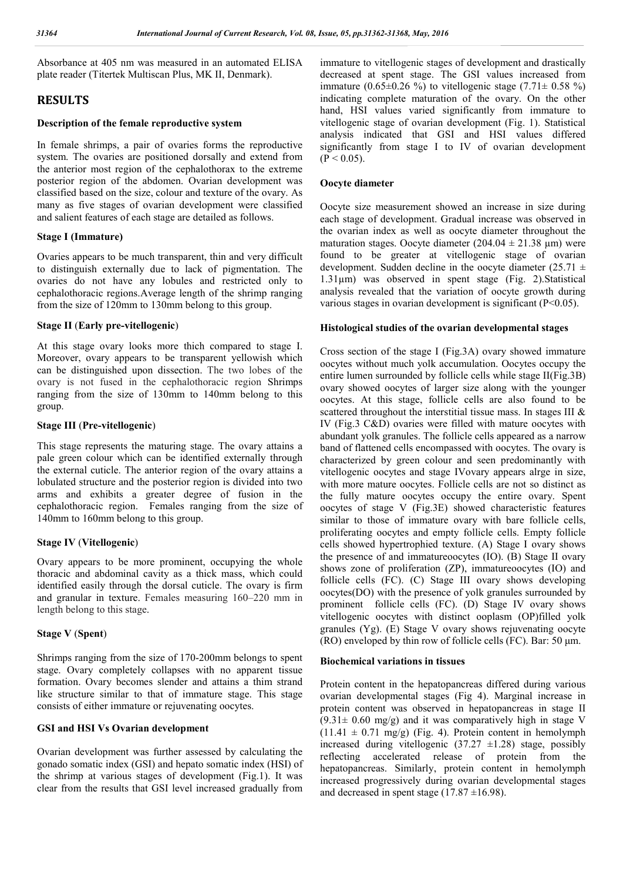Absorbance at 405 nm was measured in an automated ELISA plate reader (Titertek Multiscan Plus, MK II, Denmark).

# RESULTS

### Description of the female reproductive system

In female shrimps, a pair of ovaries forms the reproductive system. The ovaries are positioned dorsally and extend from the anterior most region of the cephalothorax to the extreme posterior region of the abdomen. Ovarian development was classified based on the size, colour and texture of the ovary. As many as five stages of ovarian development were classified and salient features of each stage are detailed as follows.

### Stage I (Immature)

Ovaries appears to be much transparent, thin and very difficult to distinguish externally due to lack of pigmentation. The ovaries do not have any lobules and restricted only to cephalothoracic regions.Average length of the shrimp ranging from the size of 120mm to 130mm belong to this group.

### Stage II (Early pre-vitellogenic)

At this stage ovary looks more thich compared to stage I. Moreover, ovary appears to be transparent yellowish which can be distinguished upon dissection. The two lobes of the ovary is not fused in the cephalothoracic region Shrimps ranging from the size of 130mm to 140mm belong to this group.

### Stage III (Pre-vitellogenic)

This stage represents the maturing stage. The ovary attains a pale green colour which can be identified externally through the external cuticle. The anterior region of the ovary attains a lobulated structure and the posterior region is divided into two arms and exhibits a greater degree of fusion in the cephalothoracic region. Females ranging from the size of 140mm to 160mm belong to this group.

### Stage IV (Vitellogenic)

Ovary appears to be more prominent, occupying the whole thoracic and abdominal cavity as a thick mass, which could identified easily through the dorsal cuticle. The ovary is firm and granular in texture. Females measuring 160–220 mm in length belong to this stage.

### Stage V (Spent)

Shrimps ranging from the size of 170-200mm belongs to spent stage. Ovary completely collapses with no apparent tissue formation. Ovary becomes slender and attains a thim strand like structure similar to that of immature stage. This stage consists of either immature or rejuvenating oocytes.

### GSI and HSI Vs Ovarian development

Ovarian development was further assessed by calculating the gonado somatic index (GSI) and hepato somatic index (HSI) of the shrimp at various stages of development (Fig.1). It was clear from the results that GSI level increased gradually from immature to vitellogenic stages of development and drastically decreased at spent stage. The GSI values increased from immature (0.65±0.26 %) to vitellogenic stage (7.71± 0.58 %) indicating complete maturation of the ovary. On the other hand, HSI values varied significantly from immature to vitellogenic stage of ovarian development (Fig. 1). Statistical analysis indicated that GSI and HSI values differed significantly from stage I to IV of ovarian development ($P < 0.05$).

### Oocyte diameter

Oocyte size measurement showed an increase in size during each stage of development. Gradual increase was observed in the ovarian index as well as oocyte diameter throughout the maturation stages. Oocyte diameter (204.04 ± 21.38 µm) were found to be greater at vitellogenic stage of ovarian development. Sudden decline in the oocyte diameter (25.71 ± 1.31µm) was observed in spent stage (Fig. 2).Statistical analysis revealed that the variation of oocyte growth during various stages in ovarian development is significant ($P<0.05$).

### Histological studies of the ovarian developmental stages

Cross section of the stage I (Fig.3A) ovary showed immature oocytes without much yolk accumulation. Oocytes occupy the entire lumen surrounded by follicle cells while stage II(Fig.3B) ovary showed oocytes of larger size along with the younger oocytes. At this stage, follicle cells are also found to be scattered throughout the interstitial tissue mass. In stages III & IV (Fig.3 C&D) ovaries were filled with mature oocytes with abundant yolk granules. The follicle cells appeared as a narrow band of flattened cells encompassed with oocytes. The ovary is characterized by green colour and seen predominantly with vitellogenic oocytes and stage IVovary appears alrge in size, with more mature oocytes. Follicle cells are not so distinct as the fully mature oocytes occupy the entire ovary. Spent oocytes of stage V (Fig.3E) showed characteristic features similar to those of immature ovary with bare follicle cells, proliferating oocytes and empty follicle cells. Empty follicle cells showed hypertrophied texture. (A) Stage I ovary shows the presence of and immatureoocytes (IO). (B) Stage II ovary shows zone of proliferation (ZP), immatureoocytes (IO) and follicle cells (FC). (C) Stage III ovary shows developing oocytes(DO) with the presence of yolk granules surrounded by prominent follicle cells (FC). (D) Stage IV ovary shows vitellogenic oocytes with distinct ooplasm (OP)filled yolk granules (Yg). (E) Stage V ovary shows rejuvenating oocyte (RO) enveloped by thin row of follicle cells (FC). Bar: 50 µm.

### Biochemical variations in tissues

Protein content in the hepatopancreas differed during various ovarian developmental stages (Fig 4). Marginal increase in protein content was observed in hepatopancreas in stage II (9.31± 0.60 mg/g) and it was comparatively high in stage V (11.41 ± 0.71 mg/g) (Fig. 4). Protein content in hemolymph increased during vitellogenic (37.27 ±1.28) stage, possibly reflecting accelerated release of protein from the hepatopancreas. Similarly, protein content in hemolymph increased progressively during ovarian developmental stages and decreased in spent stage (17.87 ±16.98).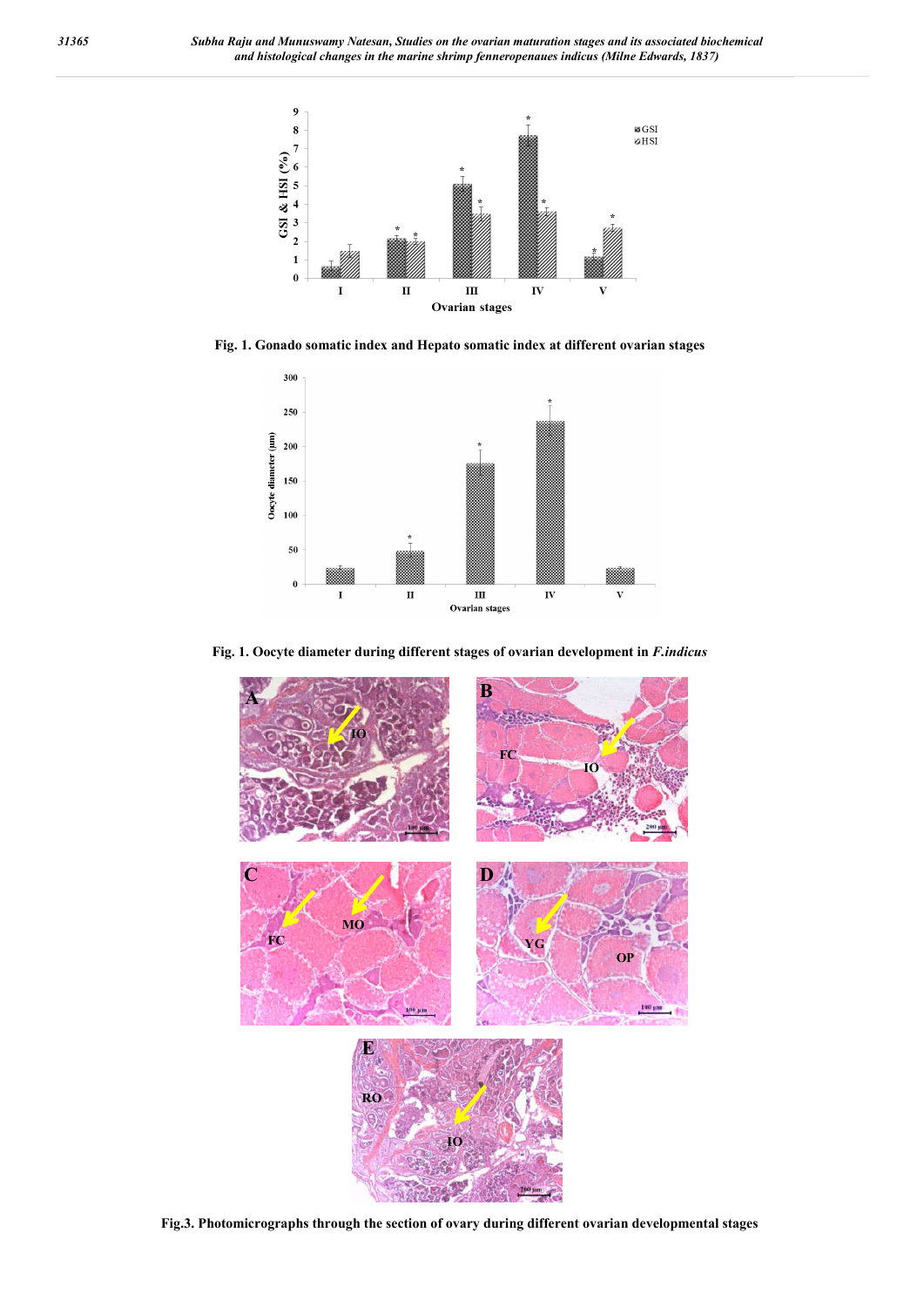Fig. 1. Gonado somatic index and Hepato somatic index at different ovarian stages

Fig. 1. Oocyte diameter during different stages of ovarian development in *F.indicus*

Fig.3. Photomicrographs through the section of ovary during different ovarian developmental stages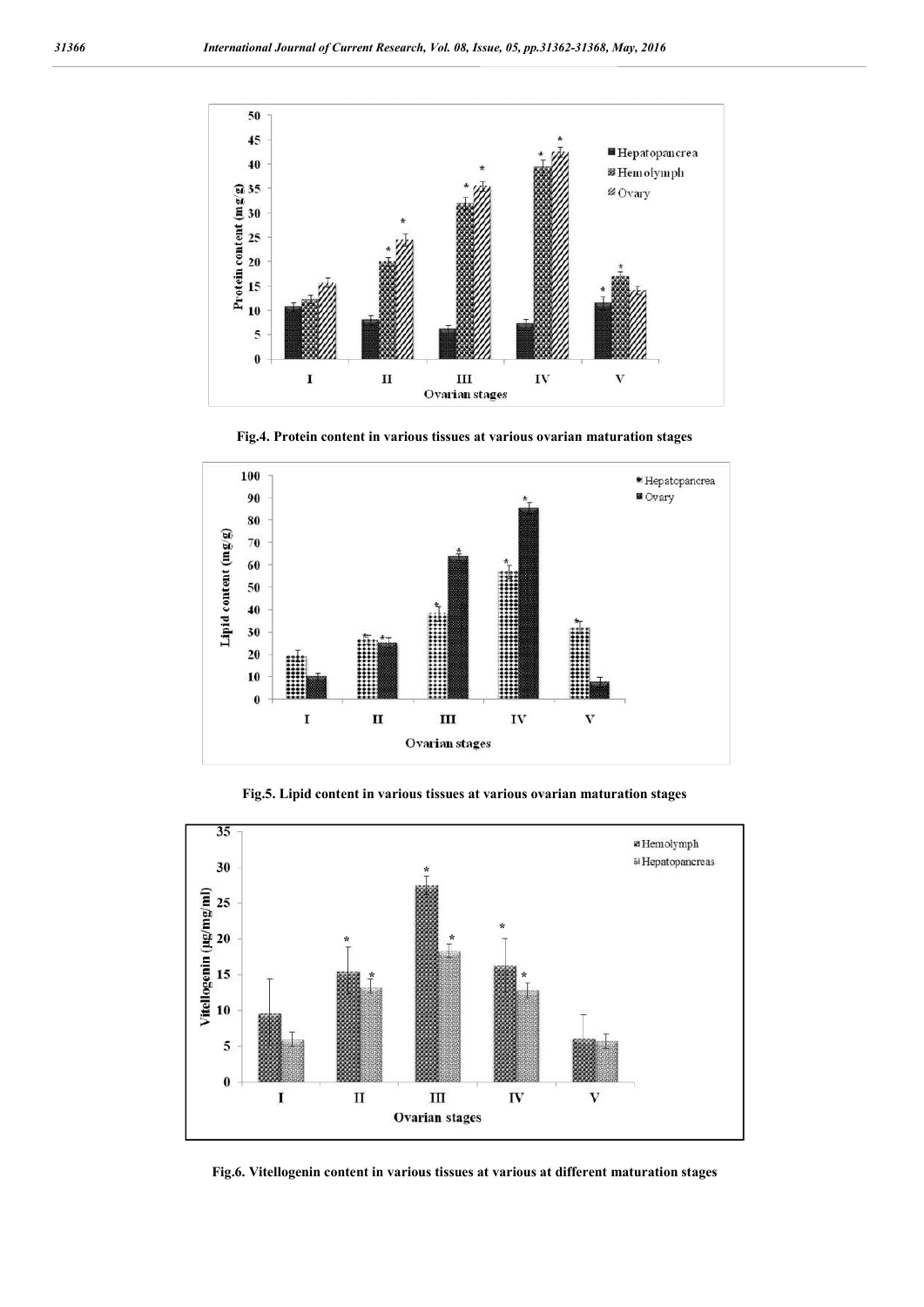Fig.4. Protein content in various tissues at various ovarian maturation stages

Fig.5. Lipid content in various tissues at various ovarian maturation stages

Fig.6. Vitellogenin content in various tissues at various at different maturation stages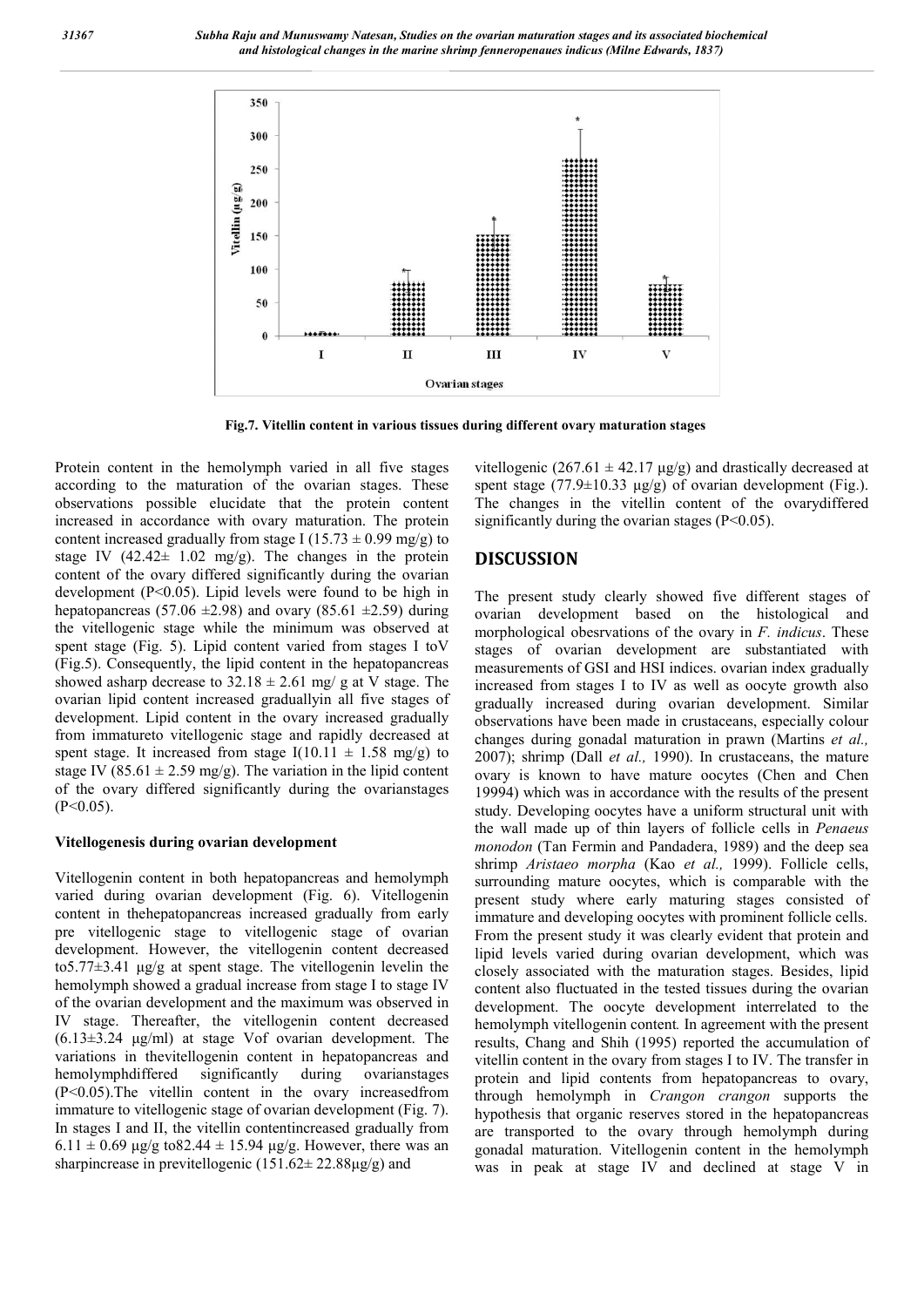**Fig.7. Vitellin content in various tissues during different ovary maturation stages**

Protein content in the hemolymph varied in all five stages according to the maturation of the ovarian stages. These observations possible elucidate that the protein content increased in accordance with ovary maturation. The protein content increased gradually from stage I (15.73 ± 0.99 mg/g) to stage IV (42.42± 1.02 mg/g). The changes in the protein content of the ovary differed significantly during the ovarian development (P<0.05). Lipid levels were found to be high in hepatopancreas (57.06 ±2.98) and ovary (85.61 ±2.59) during the vitellogenic stage while the minimum was observed at spent stage (Fig. 5). Lipid content varied from stages I toV (Fig.5). Consequently, the lipid content in the hepatopancreas showed asharp decrease to 32.18 ± 2.61 mg/ g at V stage. The ovarian lipid content increased graduallyin all five stages of development. Lipid content in the ovary increased gradually from immatureto vitellogenic stage and rapidly decreased at spent stage. It increased from stage I(10.11 ± 1.58 mg/g) to stage IV (85.61 ± 2.59 mg/g). The variation in the lipid content of the ovary differed significantly during the ovarianstages (P<0.05).

### Vitellogenesis during ovarian development

Vitellogenin content in both hepatopancreas and hemolymph varied during ovarian development (Fig. 6). Vitellogenin content in thehepatopancreas increased gradually from early pre vitellogenic stage to vitellogenic stage of ovarian development. However, the vitellogenin content decreased to5.77±3.41 µg/g at spent stage. The vitellogenin levelin the hemolymph showed a gradual increase from stage I to stage IV of the ovarian development and the maximum was observed in IV stage. Thereafter, the vitellogenin content decreased (6.13±3.24 µg/ml) at stage Vof ovarian development. The variations in thevitellogenin content in hepatopancreas and hemolymphdiffered significantly during ovarianstages (P<0.05).The vitellin content in the ovary increasedfrom immature to vitellogenic stage of ovarian development (Fig. 7). In stages I and II, the vitellin contentincreased gradually from 6.11 ± 0.69 µg/g to82.44 ± 15.94 µg/g. However, there was an sharpincrease in previtellogenic (151.62± 22.88µg/g) and vitellogenic (267.61 ± 42.17 µg/g) and drastically decreased at spent stage (77.9±10.33 µg/g) of ovarian development (Fig.). The changes in the vitellin content of the ovarydiffered significantly during the ovarian stages (P<0.05).

## DISCUSSION

The present study clearly showed five different stages of ovarian development based on the histological and morphological obesrvations of the ovary in *F. indicus*. These stages of ovarian development are substantiated with measurements of GSI and HSI indices. ovarian index gradually increased from stages I to IV as well as oocyte growth also gradually increased during ovarian development. Similar observations have been made in crustaceans, especially colour changes during gonadal maturation in prawn (Martins *et al.,* 2007); shrimp (Dall *et al.,* 1990). In crustaceans, the mature ovary is known to have mature oocytes (Chen and Chen 19994) which was in accordance with the results of the present study. Developing oocytes have a uniform structural unit with the wall made up of thin layers of follicle cells in *Penaeus monodon* (Tan Fermin and Pandadera, 1989) and the deep sea shrimp *Aristaeo morpha* (Kao *et al.,* 1999). Follicle cells, surrounding mature oocytes, which is comparable with the present study where early maturing stages consisted of immature and developing oocytes with prominent follicle cells. From the present study it was clearly evident that protein and lipid levels varied during ovarian development, which was closely associated with the maturation stages. Besides, lipid content also fluctuated in the tested tissues during the ovarian development. The oocyte development interrelated to the hemolymph vitellogenin content*.* In agreement with the present results, Chang and Shih (1995) reported the accumulation of vitellin content in the ovary from stages I to IV. The transfer in protein and lipid contents from hepatopancreas to ovary, through hemolymph in *Crangon crangon* supports the hypothesis that organic reserves stored in the hepatopancreas are transported to the ovary through hemolymph during gonadal maturation. Vitellogenin content in the hemolymph was in peak at stage IV and declined at stage V in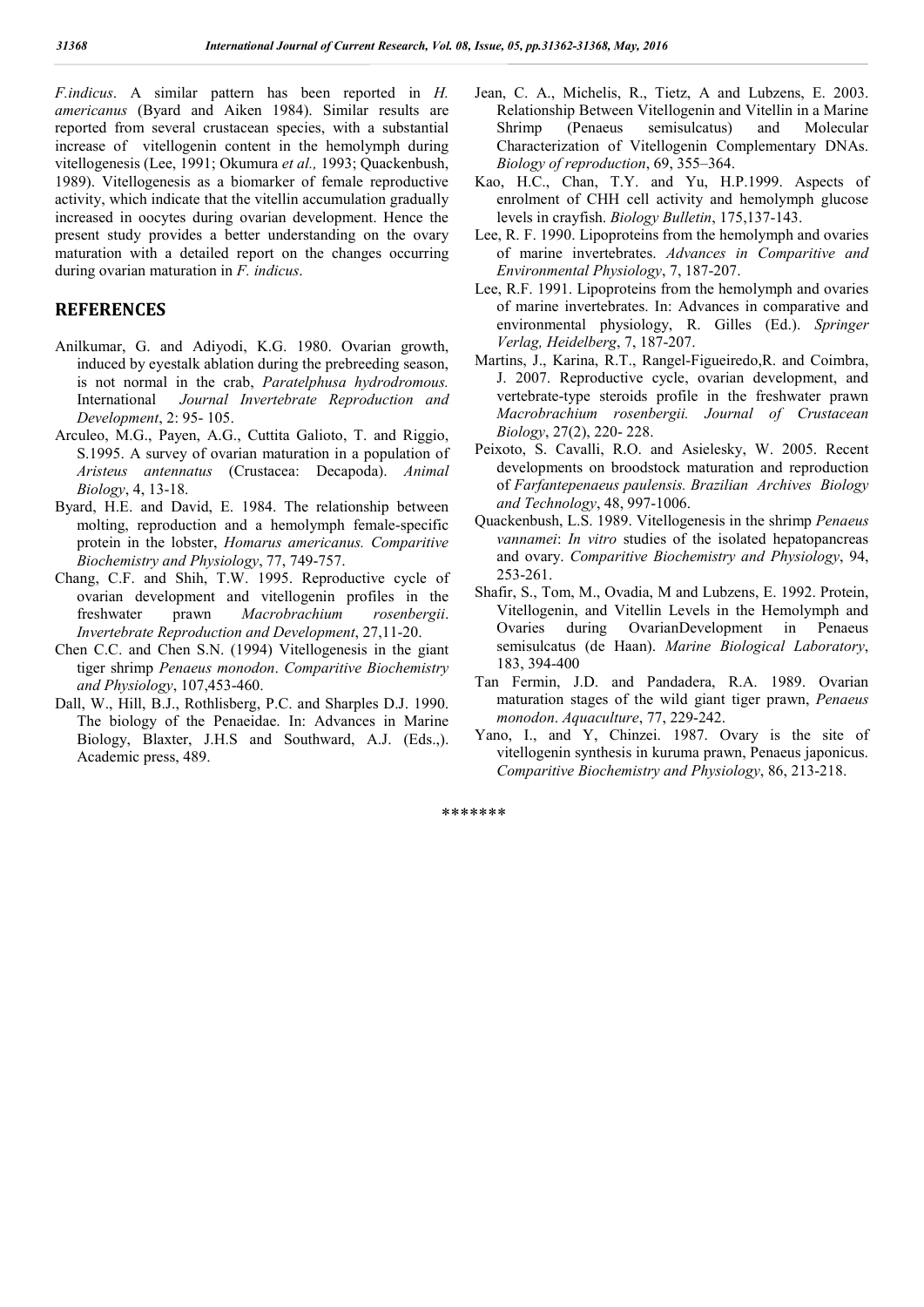*F.indicus*. A similar pattern has been reported in *H. americanus* (Byard and Aiken 1984). Similar results are reported from several crustacean species, with a substantial increase of vitellogenin content in the hemolymph during vitellogenesis (Lee, 1991; Okumura *et al.,* 1993; Quackenbush, 1989). Vitellogenesis as a biomarker of female reproductive activity, which indicate that the vitellin accumulation gradually increased in oocytes during ovarian development. Hence the present study provides a better understanding on the ovary maturation with a detailed report on the changes occurring during ovarian maturation in *F. indicus*.

## REFERENCES

Anilkumar, G. and Adiyodi, K.G. 1980. Ovarian growth, induced by eyestalk ablation during the prebreeding season, is not normal in the crab, *Paratelphusa hydrodromous.* International *Journal Invertebrate Reproduction and Development*, 2: 95- 105.

Arculeo, M.G., Payen, A.G., Cuttita Galioto, T. and Riggio, S.1995. A survey of ovarian maturation in a population of *Aristeus antennatus* (Crustacea: Decapoda). *Animal Biology*, 4, 13-18.

Byard, H.E. and David, E. 1984. The relationship between molting, reproduction and a hemolymph female-specific protein in the lobster, *Homarus americanus. Comparitive Biochemistry and Physiology*, 77, 749-757.

Chang, C.F. and Shih, T.W. 1995. Reproductive cycle of ovarian development and vitellogenin profiles in the freshwater prawn *Macrobrachium rosenbergii*. *Invertebrate Reproduction and Development*, 27,11-20.

Chen C.C. and Chen S.N. (1994) Vitellogenesis in the giant tiger shrimp *Penaeus monodon*. *Comparitive Biochemistry and Physiology*, 107,453-460.

Dall, W., Hill, B.J., Rothlisberg, P.C. and Sharples D.J. 1990. The biology of the Penaeidae. In: Advances in Marine Biology, Blaxter, J.H.S and Southward, A.J. (Eds.,). Academic press, 489.

Jean, C. A., Michelis, R., Tietz, A and Lubzens, E. 2003. Relationship Between Vitellogenin and Vitellin in a Marine Shrimp (Penaeus semisulcatus) and Molecular Characterization of Vitellogenin Complementary DNAs. *Biology of reproduction*, 69, 355–364.

Kao, H.C., Chan, T.Y. and Yu, H.P.1999. Aspects of enrolment of CHH cell activity and hemolymph glucose levels in crayfish. *Biology Bulletin*, 175,137-143.

Lee, R. F. 1990. Lipoproteins from the hemolymph and ovaries of marine invertebrates. *Advances in Comparitive and Environmental Physiology*, 7, 187-207.

Lee, R.F. 1991. Lipoproteins from the hemolymph and ovaries of marine invertebrates. In: Advances in comparative and environmental physiology, R. Gilles (Ed.). *Springer Verlag, Heidelberg*, 7, 187-207.

Martins, J., Karina, R.T., Rangel-Figueiredo,R. and Coimbra, J. 2007. Reproductive cycle, ovarian development, and vertebrate-type steroids profile in the freshwater prawn *Macrobrachium rosenbergii. Journal of Crustacean Biology*, 27(2), 220- 228.

Peixoto, S. Cavalli, R.O. and Asielesky, W. 2005. Recent developments on broodstock maturation and reproduction of *Farfantepenaeus paulensis. Brazilian Archives Biology and Technology*, 48, 997-1006.

Quackenbush, L.S. 1989. Vitellogenesis in the shrimp *Penaeus vannamei*: *In vitro* studies of the isolated hepatopancreas and ovary. *Comparitive Biochemistry and Physiology*, 94, 253-261.

Shafir, S., Tom, M., Ovadia, M and Lubzens, E. 1992. Protein, Vitellogenin, and Vitellin Levels in the Hemolymph and Ovaries during OvarianDevelopment in Penaeus semisulcatus (de Haan). *Marine Biological Laboratory*, 183, 394-400

Tan Fermin, J.D. and Pandadera, R.A. 1989. Ovarian maturation stages of the wild giant tiger prawn, *Penaeus monodon*. *Aquaculture*, 77, 229-242.

Yano, I., and Y, Chinzei. 1987. Ovary is the site of vitellogenin synthesis in kuruma prawn, Penaeus japonicus. *Comparitive Biochemistry and Physiology*, 86, 213-218.

*******